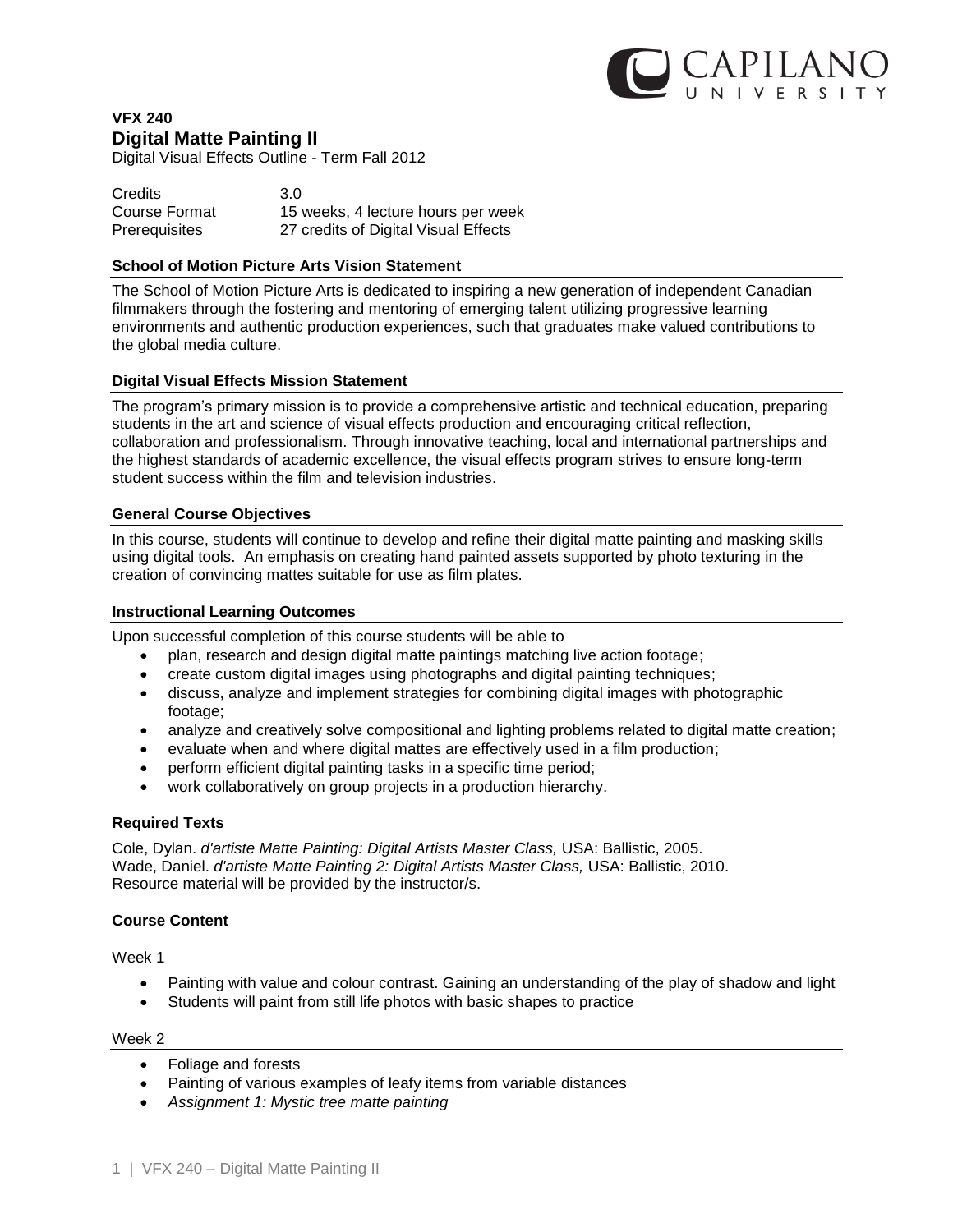CAPILANO UNIVERSITY

# VFX 240
## Digital Matte Painting II

Digital Visual Effects Outline - Term Fall 2012

| | |
|---|---|
| Credits | 3.0 |
| Course Format | 15 weeks, 4 lecture hours per week |
| Prerequisites | 27 credits of Digital Visual Effects |

### School of Motion Picture Arts Vision Statement

The School of Motion Picture Arts is dedicated to inspiring a new generation of independent Canadian filmmakers through the fostering and mentoring of emerging talent utilizing progressive learning environments and authentic production experiences, such that graduates make valued contributions to the global media culture.

### Digital Visual Effects Mission Statement

The program's primary mission is to provide a comprehensive artistic and technical education, preparing students in the art and science of visual effects production and encouraging critical reflection, collaboration and professionalism. Through innovative teaching, local and international partnerships and the highest standards of academic excellence, the visual effects program strives to ensure long-term student success within the film and television industries.

### General Course Objectives

In this course, students will continue to develop and refine their digital matte painting and masking skills using digital tools. An emphasis on creating hand painted assets supported by photo texturing in the creation of convincing mattes suitable for use as film plates.

### Instructional Learning Outcomes

Upon successful completion of this course students will be able to

- plan, research and design digital matte paintings matching live action footage;
- create custom digital images using photographs and digital painting techniques;
- discuss, analyze and implement strategies for combining digital images with photographic footage;
- analyze and creatively solve compositional and lighting problems related to digital matte creation;
- evaluate when and where digital mattes are effectively used in a film production;
- perform efficient digital painting tasks in a specific time period;
- work collaboratively on group projects in a production hierarchy.

### Required Texts

Cole, Dylan. *d'artiste Matte Painting: Digital Artists Master Class,* USA: Ballistic, 2005.
Wade, Daniel. *d'artiste Matte Painting 2: Digital Artists Master Class,* USA: Ballistic, 2010.
Resource material will be provided by the instructor/s.

### Course Content

Week 1

- Painting with value and colour contrast. Gaining an understanding of the play of shadow and light
- Students will paint from still life photos with basic shapes to practice

Week 2

- Foliage and forests
- Painting of various examples of leafy items from variable distances
- *Assignment 1: Mystic tree matte painting*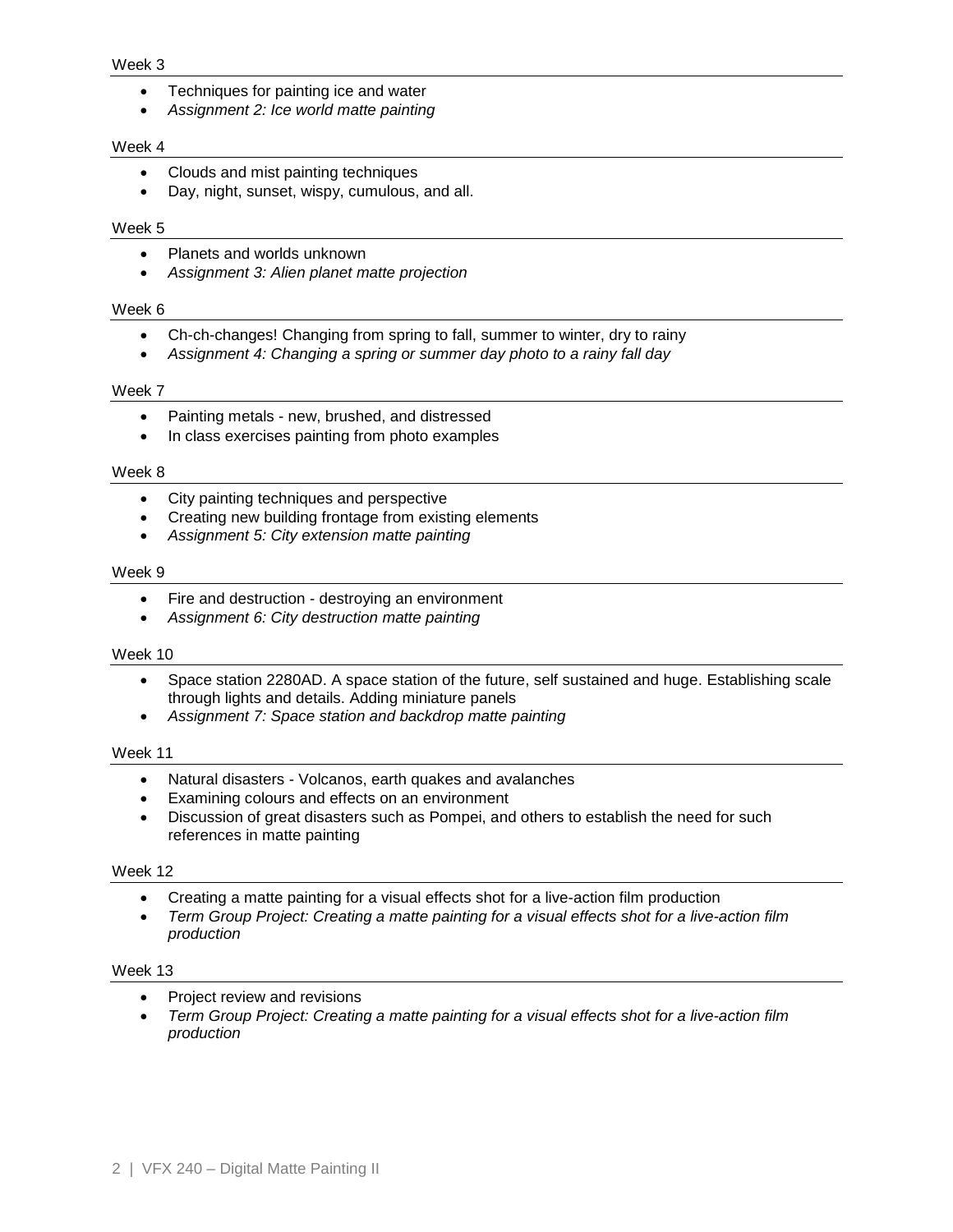#### Week 3

- Techniques for painting ice and water
- *Assignment 2: Ice world matte painting*

#### Week 4

- Clouds and mist painting techniques
- Day, night, sunset, wispy, cumulous, and all.

#### Week 5

- Planets and worlds unknown
- *Assignment 3: Alien planet matte projection*

#### Week 6

- Ch-ch-changes! Changing from spring to fall, summer to winter, dry to rainy
- *Assignment 4: Changing a spring or summer day photo to a rainy fall day*

#### Week 7

- Painting metals - new, brushed, and distressed
- In class exercises painting from photo examples

#### Week 8

- City painting techniques and perspective
- Creating new building frontage from existing elements
- *Assignment 5: City extension matte painting*

#### Week 9

- Fire and destruction - destroying an environment
- *Assignment 6: City destruction matte painting*

#### Week 10

- Space station 2280AD. A space station of the future, self sustained and huge. Establishing scale through lights and details. Adding miniature panels
- *Assignment 7: Space station and backdrop matte painting*

#### Week 11

- Natural disasters - Volcanos, earth quakes and avalanches
- Examining colours and effects on an environment
- Discussion of great disasters such as Pompei, and others to establish the need for such references in matte painting

#### Week 12

- Creating a matte painting for a visual effects shot for a live-action film production
- *Term Group Project: Creating a matte painting for a visual effects shot for a live-action film production*

#### Week 13

- Project review and revisions
- *Term Group Project: Creating a matte painting for a visual effects shot for a live-action film production*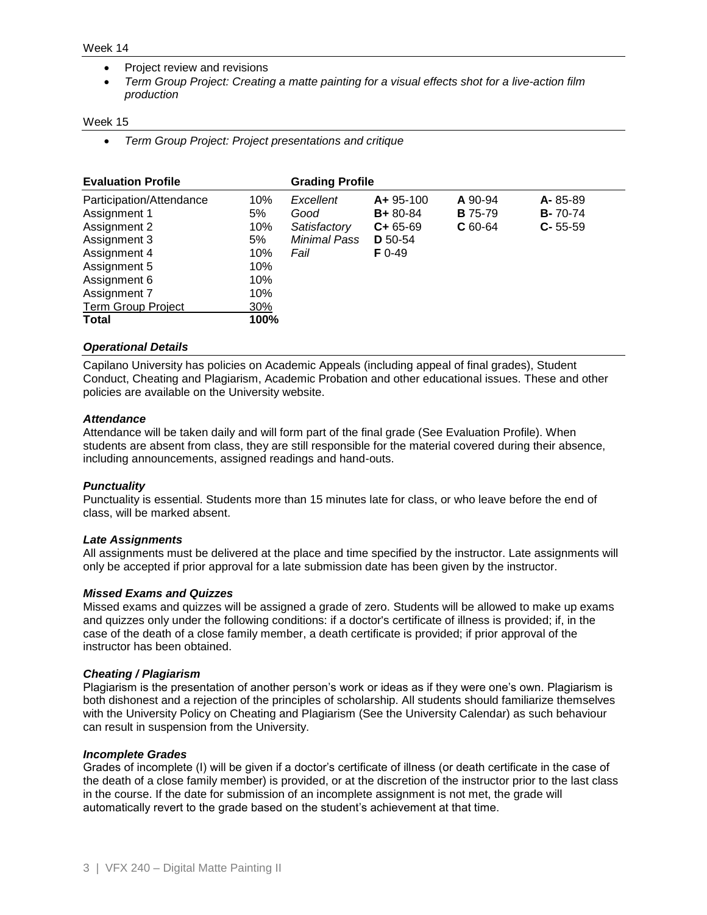Week 14

- Project review and revisions
- *Term Group Project: Creating a matte painting for a visual effects shot for a live-action film production*

Week 15

- *Term Group Project: Project presentations and critique*

| **Evaluation Profile** | | **Grading Profile** | | | |
|---|---|---|---|---|---|
| Participation/Attendance | 10% | *Excellent* | **A+** 95-100 | **A** 90-94 | **A-** 85-89 |
| Assignment 1 | 5% | *Good* | **B+** 80-84 | **B** 75-79 | **B-** 70-74 |
| Assignment 2 | 10% | *Satisfactory* | **C+** 65-69 | **C** 60-64 | **C-** 55-59 |
| Assignment 3 | 5% | *Minimal Pass* | **D** 50-54 | | |
| Assignment 4 | 10% | *Fail* | **F** 0-49 | | |
| Assignment 5 | 10% | | | | |
| Assignment 6 | 10% | | | | |
| Assignment 7 | 10% | | | | |
| Term Group Project | 30% | | | | |
| **Total** | **100%** | | | | |

### *Operational Details*

Capilano University has policies on Academic Appeals (including appeal of final grades), Student Conduct, Cheating and Plagiarism, Academic Probation and other educational issues. These and other policies are available on the University website.

#### *Attendance*

Attendance will be taken daily and will form part of the final grade (See Evaluation Profile). When students are absent from class, they are still responsible for the material covered during their absence, including announcements, assigned readings and hand-outs.

#### *Punctuality*

Punctuality is essential. Students more than 15 minutes late for class, or who leave before the end of class, will be marked absent.

#### *Late Assignments*

All assignments must be delivered at the place and time specified by the instructor. Late assignments will only be accepted if prior approval for a late submission date has been given by the instructor.

#### *Missed Exams and Quizzes*

Missed exams and quizzes will be assigned a grade of zero. Students will be allowed to make up exams and quizzes only under the following conditions: if a doctor's certificate of illness is provided; if, in the case of the death of a close family member, a death certificate is provided; if prior approval of the instructor has been obtained.

#### *Cheating / Plagiarism*

Plagiarism is the presentation of another person's work or ideas as if they were one's own. Plagiarism is both dishonest and a rejection of the principles of scholarship. All students should familiarize themselves with the University Policy on Cheating and Plagiarism (See the University Calendar) as such behaviour can result in suspension from the University.

#### *Incomplete Grades*

Grades of incomplete (I) will be given if a doctor's certificate of illness (or death certificate in the case of the death of a close family member) is provided, or at the discretion of the instructor prior to the last class in the course. If the date for submission of an incomplete assignment is not met, the grade will automatically revert to the grade based on the student's achievement at that time.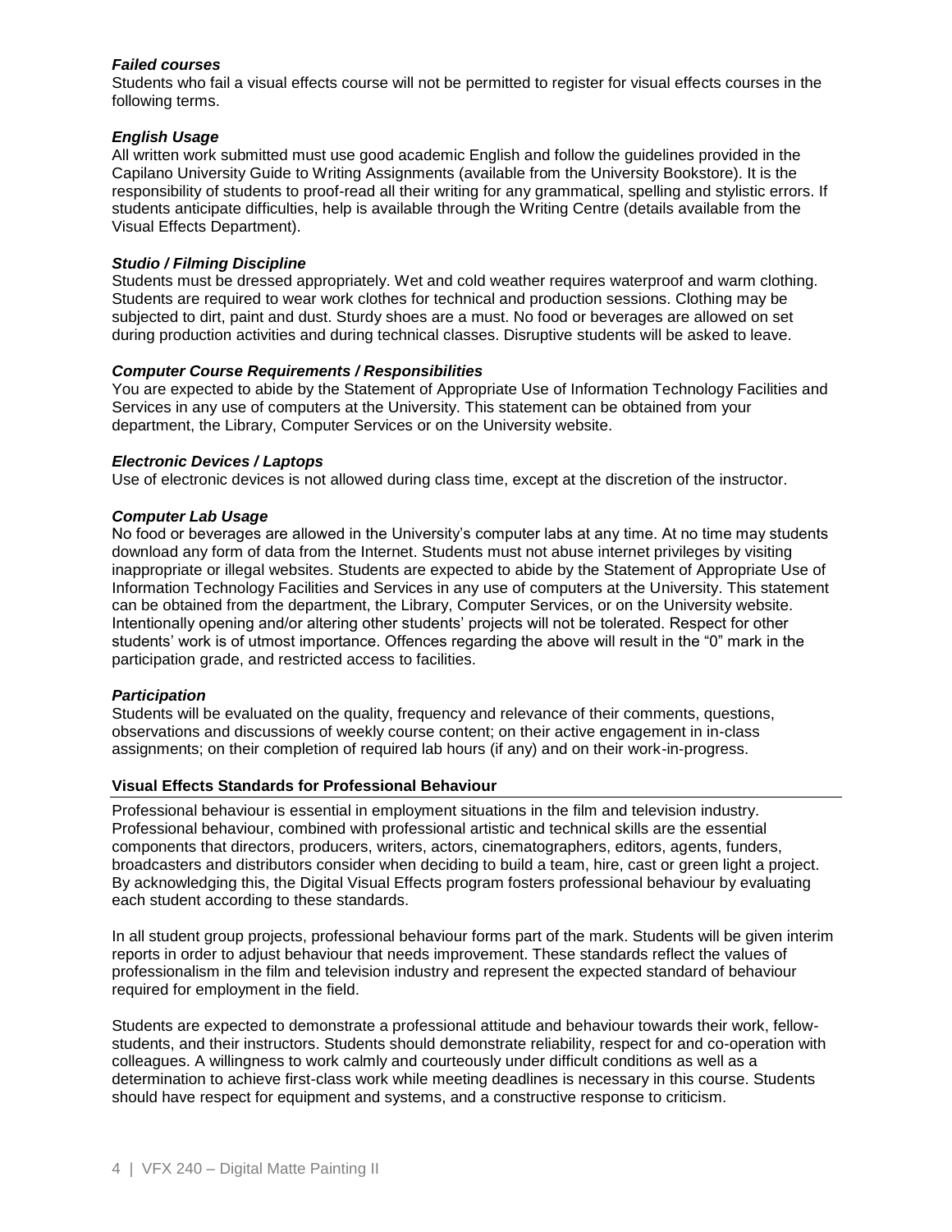***Failed courses***

Students who fail a visual effects course will not be permitted to register for visual effects courses in the following terms.

***English Usage***

All written work submitted must use good academic English and follow the guidelines provided in the Capilano University Guide to Writing Assignments (available from the University Bookstore). It is the responsibility of students to proof-read all their writing for any grammatical, spelling and stylistic errors. If students anticipate difficulties, help is available through the Writing Centre (details available from the Visual Effects Department).

***Studio / Filming Discipline***

Students must be dressed appropriately. Wet and cold weather requires waterproof and warm clothing. Students are required to wear work clothes for technical and production sessions. Clothing may be subjected to dirt, paint and dust. Sturdy shoes are a must. No food or beverages are allowed on set during production activities and during technical classes. Disruptive students will be asked to leave.

***Computer Course Requirements / Responsibilities***

You are expected to abide by the Statement of Appropriate Use of Information Technology Facilities and Services in any use of computers at the University. This statement can be obtained from your department, the Library, Computer Services or on the University website.

***Electronic Devices / Laptops***

Use of electronic devices is not allowed during class time, except at the discretion of the instructor.

***Computer Lab Usage***

No food or beverages are allowed in the University's computer labs at any time. At no time may students download any form of data from the Internet. Students must not abuse internet privileges by visiting inappropriate or illegal websites. Students are expected to abide by the Statement of Appropriate Use of Information Technology Facilities and Services in any use of computers at the University. This statement can be obtained from the department, the Library, Computer Services, or on the University website. Intentionally opening and/or altering other students' projects will not be tolerated. Respect for other students' work is of utmost importance. Offences regarding the above will result in the "0" mark in the participation grade, and restricted access to facilities.

***Participation***

Students will be evaluated on the quality, frequency and relevance of their comments, questions, observations and discussions of weekly course content; on their active engagement in in-class assignments; on their completion of required lab hours (if any) and on their work-in-progress.

## Visual Effects Standards for Professional Behaviour

Professional behaviour is essential in employment situations in the film and television industry. Professional behaviour, combined with professional artistic and technical skills are the essential components that directors, producers, writers, actors, cinematographers, editors, agents, funders, broadcasters and distributors consider when deciding to build a team, hire, cast or green light a project. By acknowledging this, the Digital Visual Effects program fosters professional behaviour by evaluating each student according to these standards.

In all student group projects, professional behaviour forms part of the mark. Students will be given interim reports in order to adjust behaviour that needs improvement. These standards reflect the values of professionalism in the film and television industry and represent the expected standard of behaviour required for employment in the field.

Students are expected to demonstrate a professional attitude and behaviour towards their work, fellow-students, and their instructors. Students should demonstrate reliability, respect for and co-operation with colleagues. A willingness to work calmly and courteously under difficult conditions as well as a determination to achieve first-class work while meeting deadlines is necessary in this course. Students should have respect for equipment and systems, and a constructive response to criticism.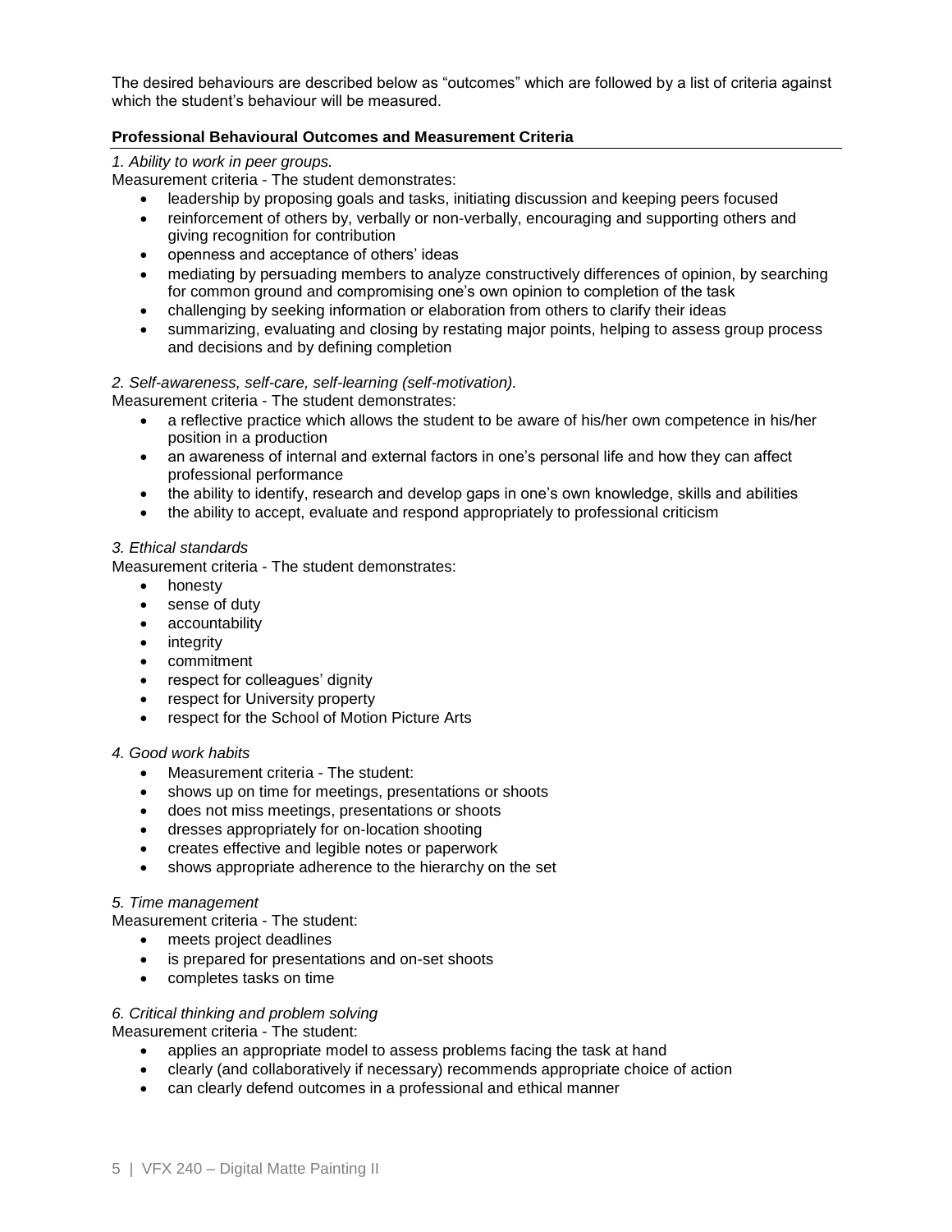The desired behaviours are described below as "outcomes" which are followed by a list of criteria against which the student's behaviour will be measured.

**Professional Behavioural Outcomes and Measurement Criteria**

*1. Ability to work in peer groups.*

Measurement criteria - The student demonstrates:

- leadership by proposing goals and tasks, initiating discussion and keeping peers focused
- reinforcement of others by, verbally or non-verbally, encouraging and supporting others and giving recognition for contribution
- openness and acceptance of others' ideas
- mediating by persuading members to analyze constructively differences of opinion, by searching for common ground and compromising one's own opinion to completion of the task
- challenging by seeking information or elaboration from others to clarify their ideas
- summarizing, evaluating and closing by restating major points, helping to assess group process and decisions and by defining completion

*2. Self-awareness, self-care, self-learning (self-motivation).*

Measurement criteria - The student demonstrates:

- a reflective practice which allows the student to be aware of his/her own competence in his/her position in a production
- an awareness of internal and external factors in one's personal life and how they can affect professional performance
- the ability to identify, research and develop gaps in one's own knowledge, skills and abilities
- the ability to accept, evaluate and respond appropriately to professional criticism

*3. Ethical standards*

Measurement criteria - The student demonstrates:

- honesty
- sense of duty
- accountability
- integrity
- commitment
- respect for colleagues' dignity
- respect for University property
- respect for the School of Motion Picture Arts

*4. Good work habits*

- Measurement criteria - The student:
- shows up on time for meetings, presentations or shoots
- does not miss meetings, presentations or shoots
- dresses appropriately for on-location shooting
- creates effective and legible notes or paperwork
- shows appropriate adherence to the hierarchy on the set

*5. Time management*

Measurement criteria - The student:

- meets project deadlines
- is prepared for presentations and on-set shoots
- completes tasks on time

*6. Critical thinking and problem solving*

Measurement criteria - The student:

- applies an appropriate model to assess problems facing the task at hand
- clearly (and collaboratively if necessary) recommends appropriate choice of action
- can clearly defend outcomes in a professional and ethical manner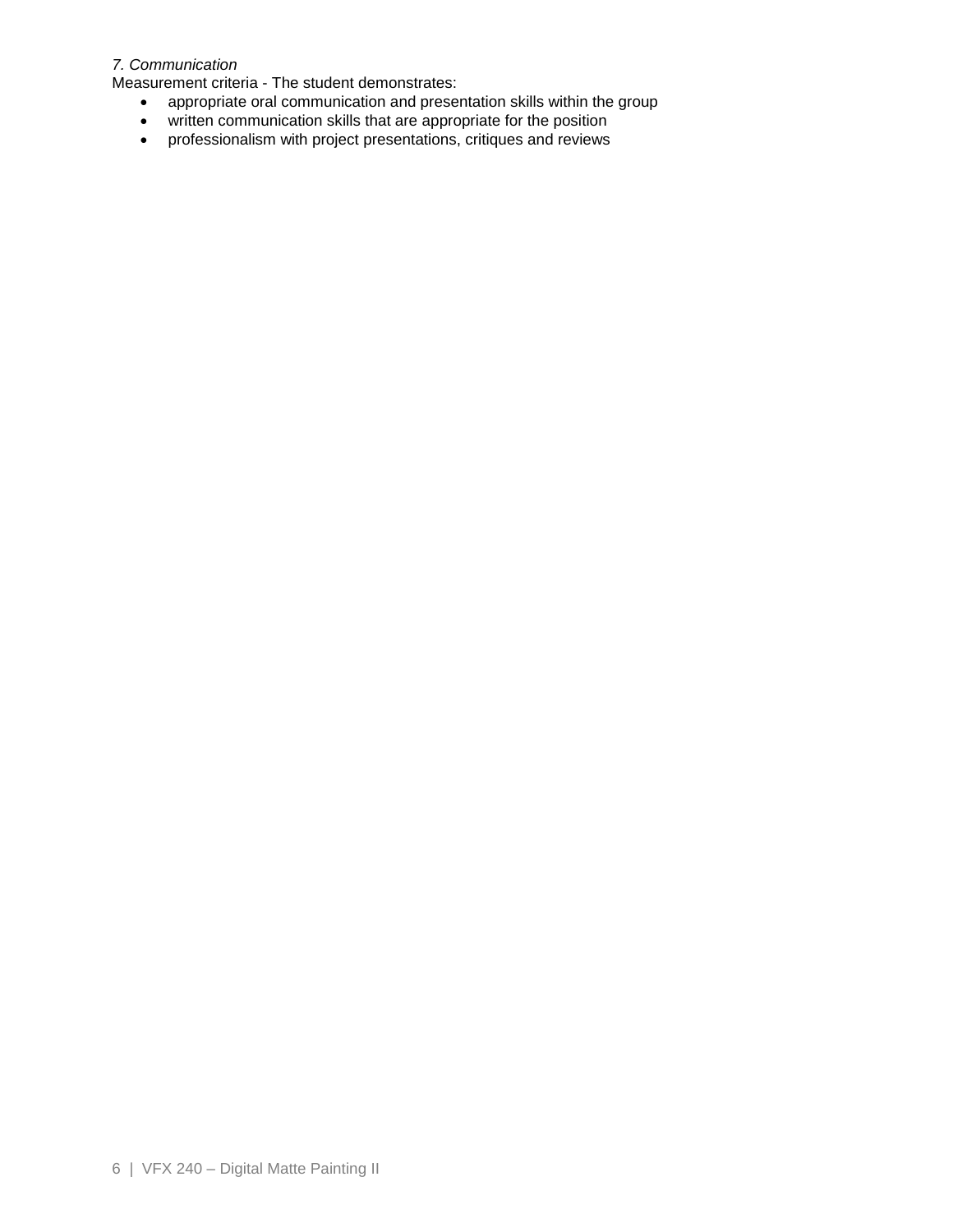*7. Communication*

Measurement criteria - The student demonstrates:

- appropriate oral communication and presentation skills within the group
- written communication skills that are appropriate for the position
- professionalism with project presentations, critiques and reviews